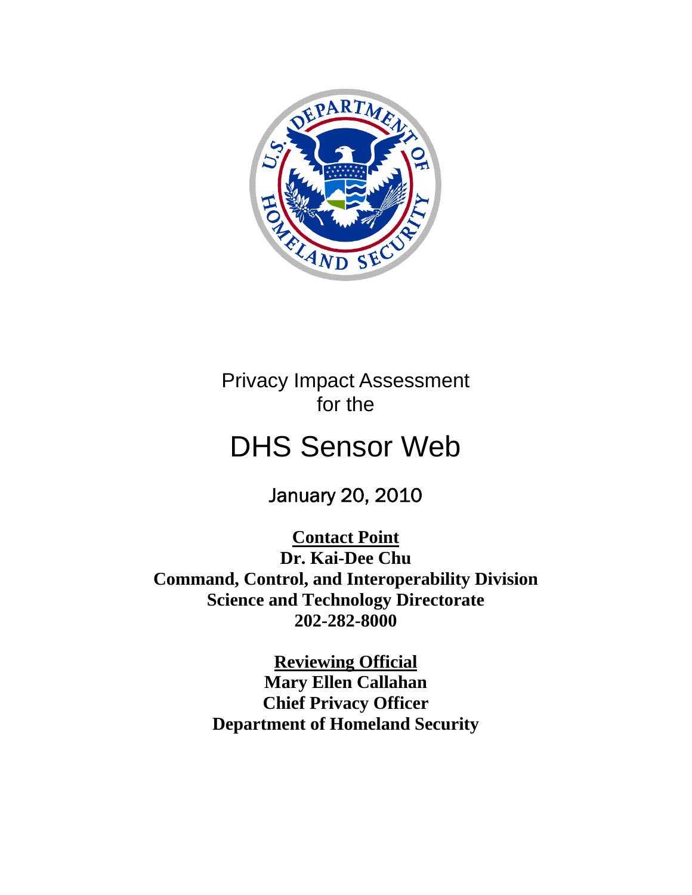Privacy Impact Assessment
for the

# DHS Sensor Web

January 20, 2010

**Contact Point**
**Dr. Kai-Dee Chu**
**Command, Control, and Interoperability Division**
**Science and Technology Directorate**
**202-282-8000**

**Reviewing Official**
**Mary Ellen Callahan**
**Chief Privacy Officer**
**Department of Homeland Security**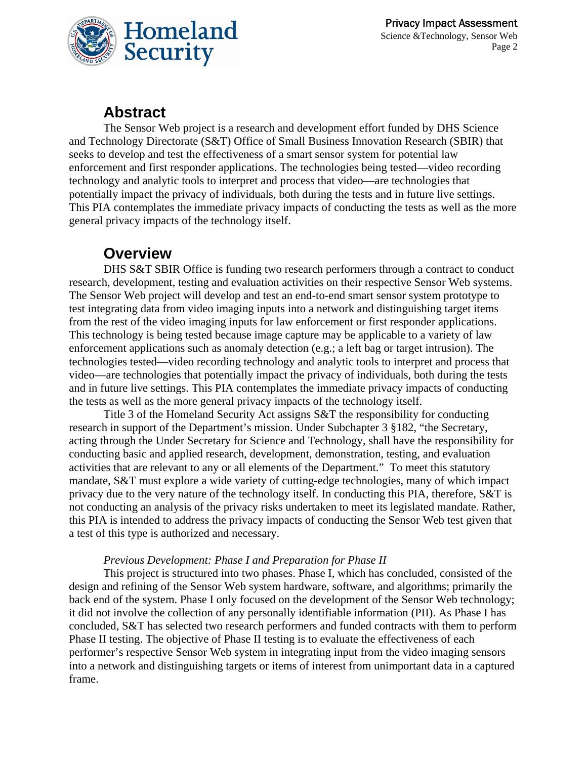## Abstract

The Sensor Web project is a research and development effort funded by DHS Science and Technology Directorate (S&T) Office of Small Business Innovation Research (SBIR) that seeks to develop and test the effectiveness of a smart sensor system for potential law enforcement and first responder applications. The technologies being tested—video recording technology and analytic tools to interpret and process that video—are technologies that potentially impact the privacy of individuals, both during the tests and in future live settings. This PIA contemplates the immediate privacy impacts of conducting the tests as well as the more general privacy impacts of the technology itself.

## Overview

DHS S&T SBIR Office is funding two research performers through a contract to conduct research, development, testing and evaluation activities on their respective Sensor Web systems. The Sensor Web project will develop and test an end-to-end smart sensor system prototype to test integrating data from video imaging inputs into a network and distinguishing target items from the rest of the video imaging inputs for law enforcement or first responder applications. This technology is being tested because image capture may be applicable to a variety of law enforcement applications such as anomaly detection (e.g.; a left bag or target intrusion). The technologies tested—video recording technology and analytic tools to interpret and process that video—are technologies that potentially impact the privacy of individuals, both during the tests and in future live settings. This PIA contemplates the immediate privacy impacts of conducting the tests as well as the more general privacy impacts of the technology itself.

Title 3 of the Homeland Security Act assigns S&T the responsibility for conducting research in support of the Department's mission. Under Subchapter 3 §182, "the Secretary, acting through the Under Secretary for Science and Technology, shall have the responsibility for conducting basic and applied research, development, demonstration, testing, and evaluation activities that are relevant to any or all elements of the Department." To meet this statutory mandate, S&T must explore a wide variety of cutting-edge technologies, many of which impact privacy due to the very nature of the technology itself. In conducting this PIA, therefore, S&T is not conducting an analysis of the privacy risks undertaken to meet its legislated mandate. Rather, this PIA is intended to address the privacy impacts of conducting the Sensor Web test given that a test of this type is authorized and necessary.

*Previous Development: Phase I and Preparation for Phase II*

This project is structured into two phases. Phase I, which has concluded, consisted of the design and refining of the Sensor Web system hardware, software, and algorithms; primarily the back end of the system. Phase I only focused on the development of the Sensor Web technology; it did not involve the collection of any personally identifiable information (PII). As Phase I has concluded, S&T has selected two research performers and funded contracts with them to perform Phase II testing. The objective of Phase II testing is to evaluate the effectiveness of each performer's respective Sensor Web system in integrating input from the video imaging sensors into a network and distinguishing targets or items of interest from unimportant data in a captured frame.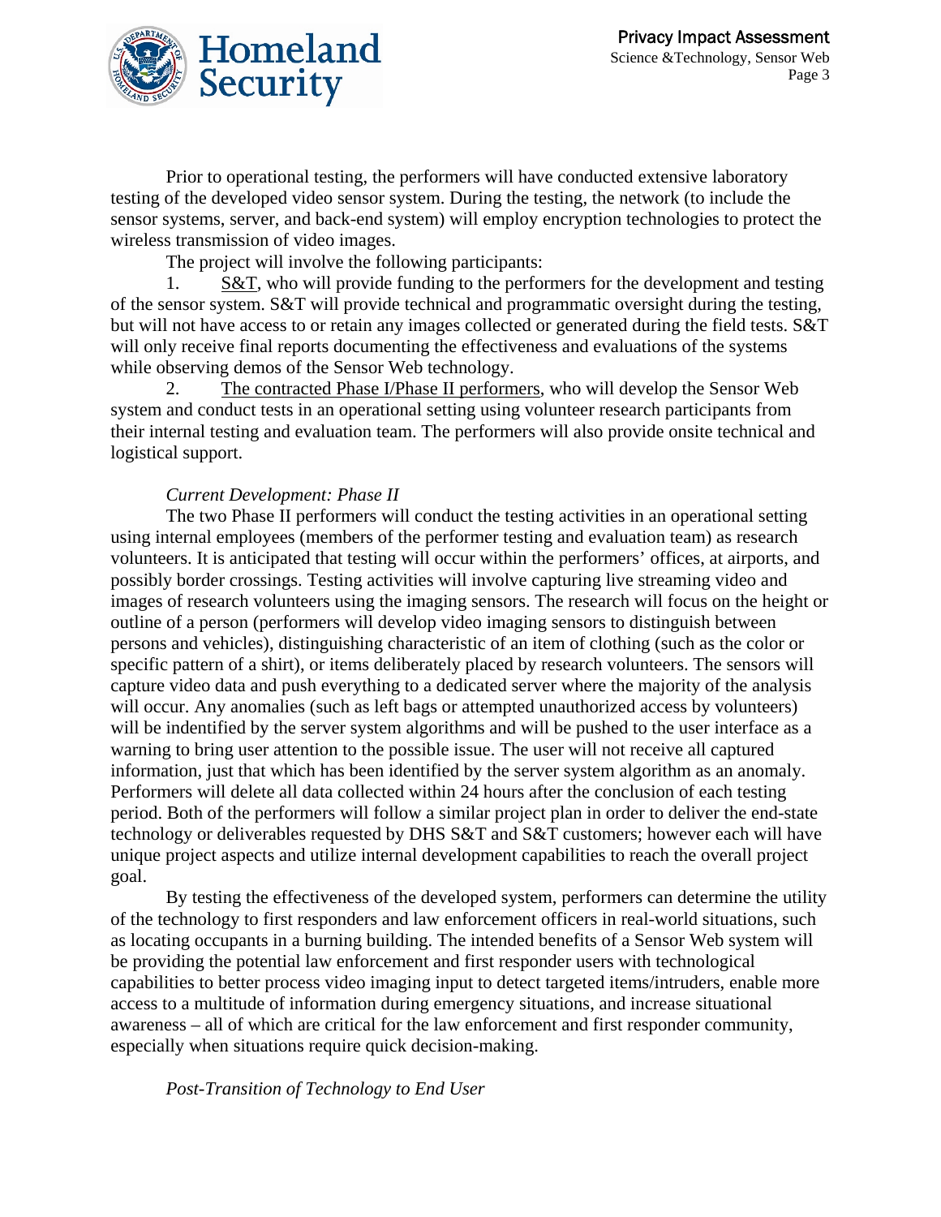Prior to operational testing, the performers will have conducted extensive laboratory testing of the developed video sensor system. During the testing, the network (to include the sensor systems, server, and back-end system) will employ encryption technologies to protect the wireless transmission of video images.

The project will involve the following participants:

1. S&T, who will provide funding to the performers for the development and testing of the sensor system. S&T will provide technical and programmatic oversight during the testing, but will not have access to or retain any images collected or generated during the field tests. S&T will only receive final reports documenting the effectiveness and evaluations of the systems while observing demos of the Sensor Web technology.
2. The contracted Phase I/Phase II performers, who will develop the Sensor Web system and conduct tests in an operational setting using volunteer research participants from their internal testing and evaluation team. The performers will also provide onsite technical and logistical support.

*Current Development: Phase II*

The two Phase II performers will conduct the testing activities in an operational setting using internal employees (members of the performer testing and evaluation team) as research volunteers. It is anticipated that testing will occur within the performers' offices, at airports, and possibly border crossings. Testing activities will involve capturing live streaming video and images of research volunteers using the imaging sensors. The research will focus on the height or outline of a person (performers will develop video imaging sensors to distinguish between persons and vehicles), distinguishing characteristic of an item of clothing (such as the color or specific pattern of a shirt), or items deliberately placed by research volunteers. The sensors will capture video data and push everything to a dedicated server where the majority of the analysis will occur. Any anomalies (such as left bags or attempted unauthorized access by volunteers) will be indentified by the server system algorithms and will be pushed to the user interface as a warning to bring user attention to the possible issue. The user will not receive all captured information, just that which has been identified by the server system algorithm as an anomaly. Performers will delete all data collected within 24 hours after the conclusion of each testing period. Both of the performers will follow a similar project plan in order to deliver the end-state technology or deliverables requested by DHS S&T and S&T customers; however each will have unique project aspects and utilize internal development capabilities to reach the overall project goal.

By testing the effectiveness of the developed system, performers can determine the utility of the technology to first responders and law enforcement officers in real-world situations, such as locating occupants in a burning building. The intended benefits of a Sensor Web system will be providing the potential law enforcement and first responder users with technological capabilities to better process video imaging input to detect targeted items/intruders, enable more access to a multitude of information during emergency situations, and increase situational awareness – all of which are critical for the law enforcement and first responder community, especially when situations require quick decision-making.

*Post-Transition of Technology to End User*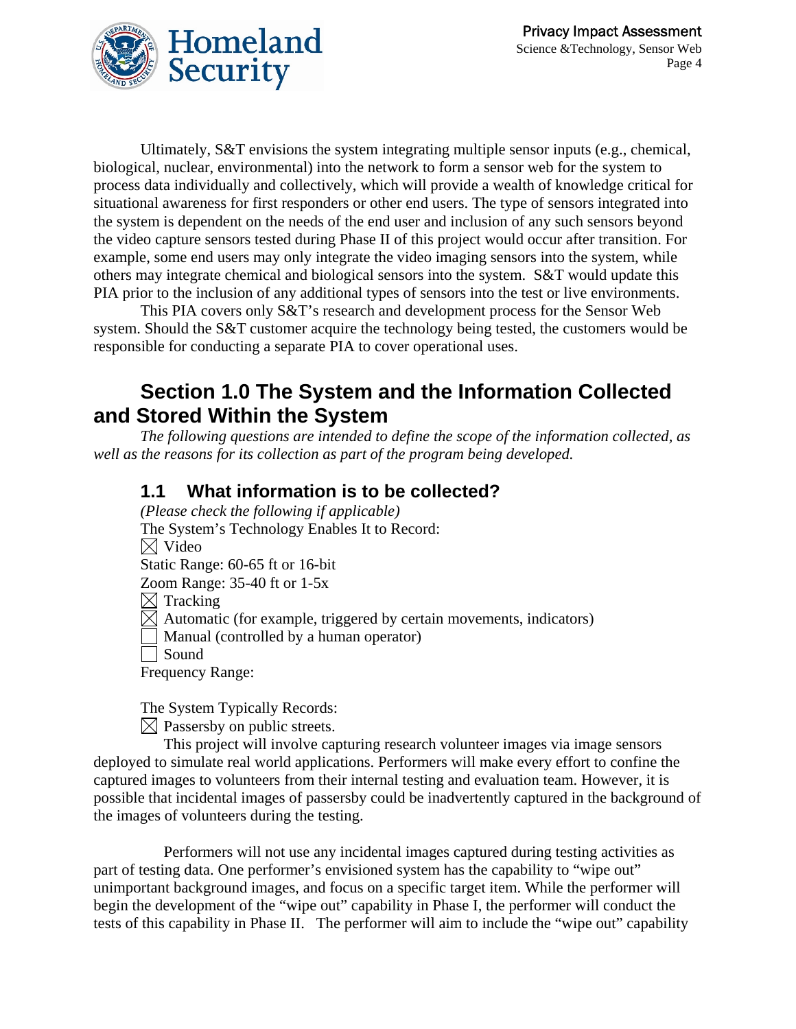Ultimately, S&T envisions the system integrating multiple sensor inputs (e.g., chemical, biological, nuclear, environmental) into the network to form a sensor web for the system to process data individually and collectively, which will provide a wealth of knowledge critical for situational awareness for first responders or other end users. The type of sensors integrated into the system is dependent on the needs of the end user and inclusion of any such sensors beyond the video capture sensors tested during Phase II of this project would occur after transition. For example, some end users may only integrate the video imaging sensors into the system, while others may integrate chemical and biological sensors into the system. S&T would update this PIA prior to the inclusion of any additional types of sensors into the test or live environments.

This PIA covers only S&T's research and development process for the Sensor Web system. Should the S&T customer acquire the technology being tested, the customers would be responsible for conducting a separate PIA to cover operational uses.

## Section 1.0 The System and the Information Collected and Stored Within the System

*The following questions are intended to define the scope of the information collected, as well as the reasons for its collection as part of the program being developed.*

### 1.1 What information is to be collected?

*(Please check the following if applicable)*

The System's Technology Enables It to Record:

☒ Video

Static Range: 60-65 ft or 16-bit

Zoom Range: 35-40 ft or 1-5x

☒ Tracking

☒ Automatic (for example, triggered by certain movements, indicators)

☐ Manual (controlled by a human operator)

☐ Sound

Frequency Range:

The System Typically Records:

☒ Passersby on public streets.

This project will involve capturing research volunteer images via image sensors deployed to simulate real world applications. Performers will make every effort to confine the captured images to volunteers from their internal testing and evaluation team. However, it is possible that incidental images of passersby could be inadvertently captured in the background of the images of volunteers during the testing.

Performers will not use any incidental images captured during testing activities as part of testing data. One performer's envisioned system has the capability to "wipe out" unimportant background images, and focus on a specific target item. While the performer will begin the development of the "wipe out" capability in Phase I, the performer will conduct the tests of this capability in Phase II. The performer will aim to include the "wipe out" capability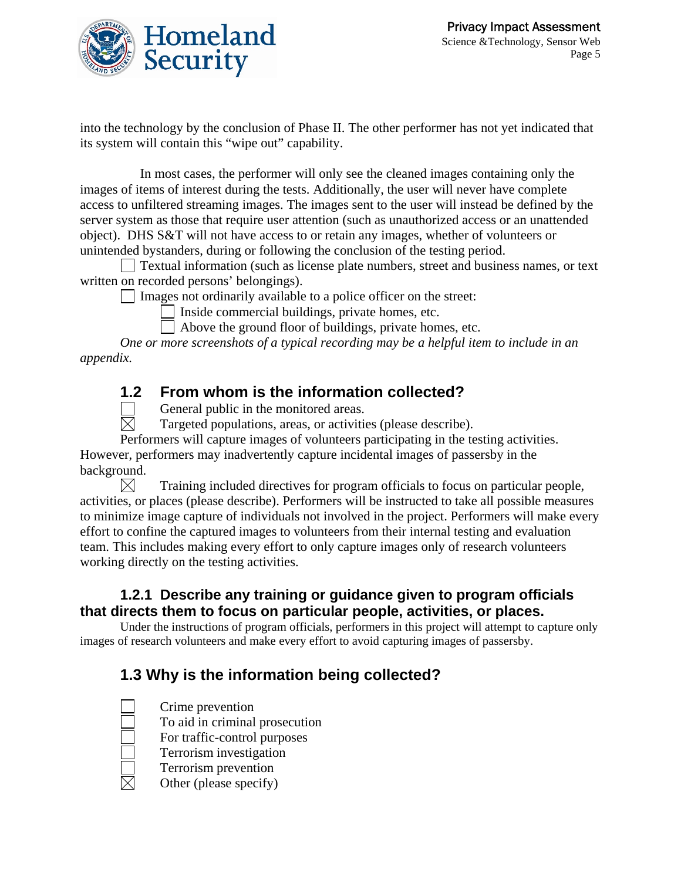into the technology by the conclusion of Phase II. The other performer has not yet indicated that its system will contain this "wipe out" capability.

In most cases, the performer will only see the cleaned images containing only the images of items of interest during the tests. Additionally, the user will never have complete access to unfiltered streaming images. The images sent to the user will instead be defined by the server system as those that require user attention (such as unauthorized access or an unattended object). DHS S&T will not have access to or retain any images, whether of volunteers or unintended bystanders, during or following the conclusion of the testing period.

☐ Textual information (such as license plate numbers, street and business names, or text written on recorded persons' belongings).

☐ Images not ordinarily available to a police officer on the street:

- ☐ Inside commercial buildings, private homes, etc.
- ☐ Above the ground floor of buildings, private homes, etc.

*One or more screenshots of a typical recording may be a helpful item to include in an appendix.*

## 1.2 From whom is the information collected?

☐ General public in the monitored areas.

☒ Targeted populations, areas, or activities (please describe).

Performers will capture images of volunteers participating in the testing activities. However, performers may inadvertently capture incidental images of passersby in the background.

☒ Training included directives for program officials to focus on particular people, activities, or places (please describe). Performers will be instructed to take all possible measures to minimize image capture of individuals not involved in the project. Performers will make every effort to confine the captured images to volunteers from their internal testing and evaluation team. This includes making every effort to only capture images only of research volunteers working directly on the testing activities.

### 1.2.1 Describe any training or guidance given to program officials that directs them to focus on particular people, activities, or places.

Under the instructions of program officials, performers in this project will attempt to capture only images of research volunteers and make every effort to avoid capturing images of passersby.

## 1.3 Why is the information being collected?

☐ Crime prevention
☐ To aid in criminal prosecution
☐ For traffic-control purposes
☐ Terrorism investigation
☐ Terrorism prevention
☒ Other (please specify)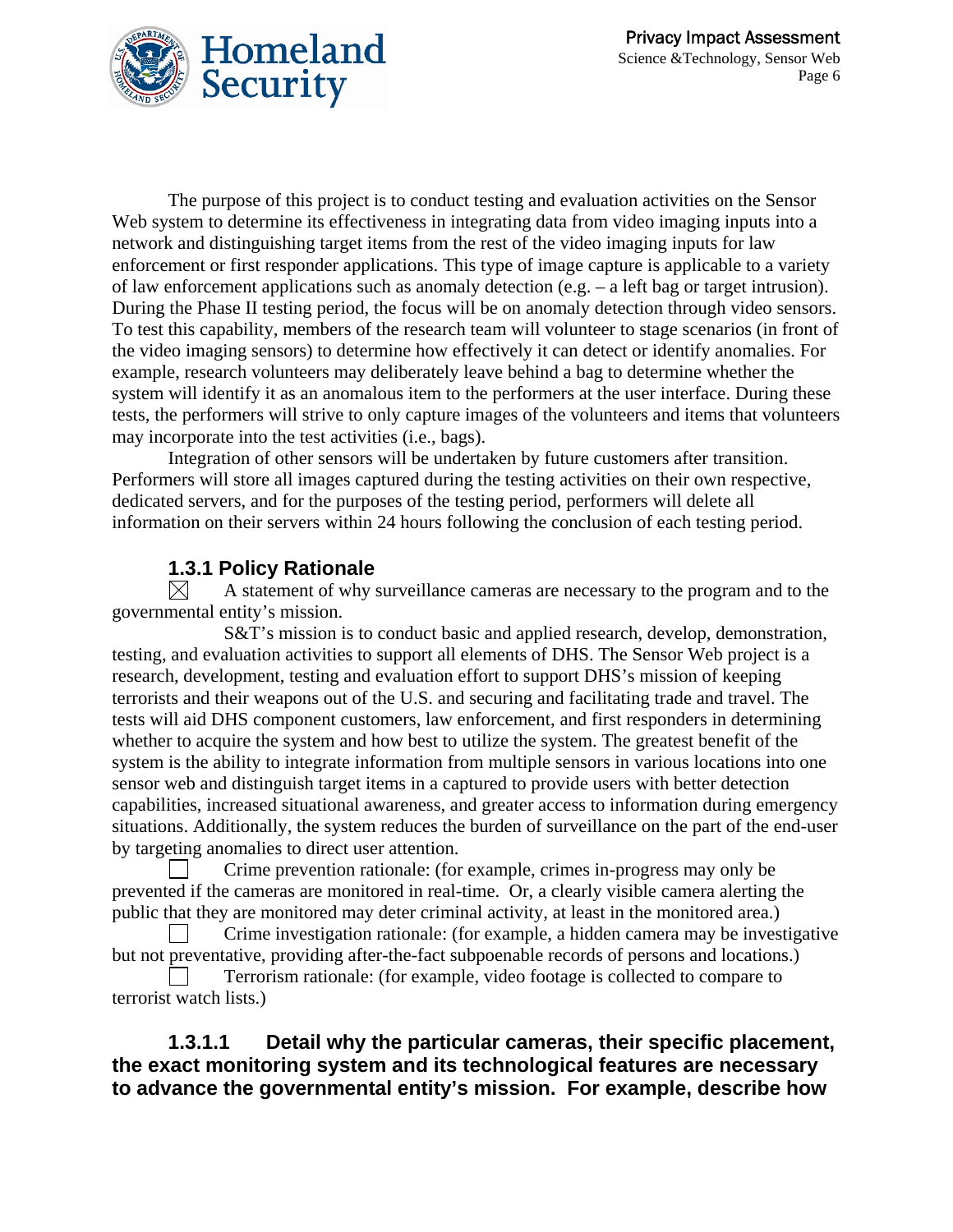The purpose of this project is to conduct testing and evaluation activities on the Sensor Web system to determine its effectiveness in integrating data from video imaging inputs into a network and distinguishing target items from the rest of the video imaging inputs for law enforcement or first responder applications. This type of image capture is applicable to a variety of law enforcement applications such as anomaly detection (e.g. – a left bag or target intrusion). During the Phase II testing period, the focus will be on anomaly detection through video sensors. To test this capability, members of the research team will volunteer to stage scenarios (in front of the video imaging sensors) to determine how effectively it can detect or identify anomalies. For example, research volunteers may deliberately leave behind a bag to determine whether the system will identify it as an anomalous item to the performers at the user interface. During these tests, the performers will strive to only capture images of the volunteers and items that volunteers may incorporate into the test activities (i.e., bags).

Integration of other sensors will be undertaken by future customers after transition. Performers will store all images captured during the testing activities on their own respective, dedicated servers, and for the purposes of the testing period, performers will delete all information on their servers within 24 hours following the conclusion of each testing period.

### 1.3.1 Policy Rationale

☒ A statement of why surveillance cameras are necessary to the program and to the governmental entity's mission.

S&T's mission is to conduct basic and applied research, develop, demonstration, testing, and evaluation activities to support all elements of DHS. The Sensor Web project is a research, development, testing and evaluation effort to support DHS's mission of keeping terrorists and their weapons out of the U.S. and securing and facilitating trade and travel. The tests will aid DHS component customers, law enforcement, and first responders in determining whether to acquire the system and how best to utilize the system. The greatest benefit of the system is the ability to integrate information from multiple sensors in various locations into one sensor web and distinguish target items in a captured to provide users with better detection capabilities, increased situational awareness, and greater access to information during emergency situations. Additionally, the system reduces the burden of surveillance on the part of the end-user by targeting anomalies to direct user attention.

☐ Crime prevention rationale: (for example, crimes in-progress may only be prevented if the cameras are monitored in real-time. Or, a clearly visible camera alerting the public that they are monitored may deter criminal activity, at least in the monitored area.)

☐ Crime investigation rationale: (for example, a hidden camera may be investigative but not preventative, providing after-the-fact subpoenable records of persons and locations.)

☐ Terrorism rationale: (for example, video footage is collected to compare to terrorist watch lists.)

#### 1.3.1.1 Detail why the particular cameras, their specific placement, the exact monitoring system and its technological features are necessary to advance the governmental entity's mission. For example, describe how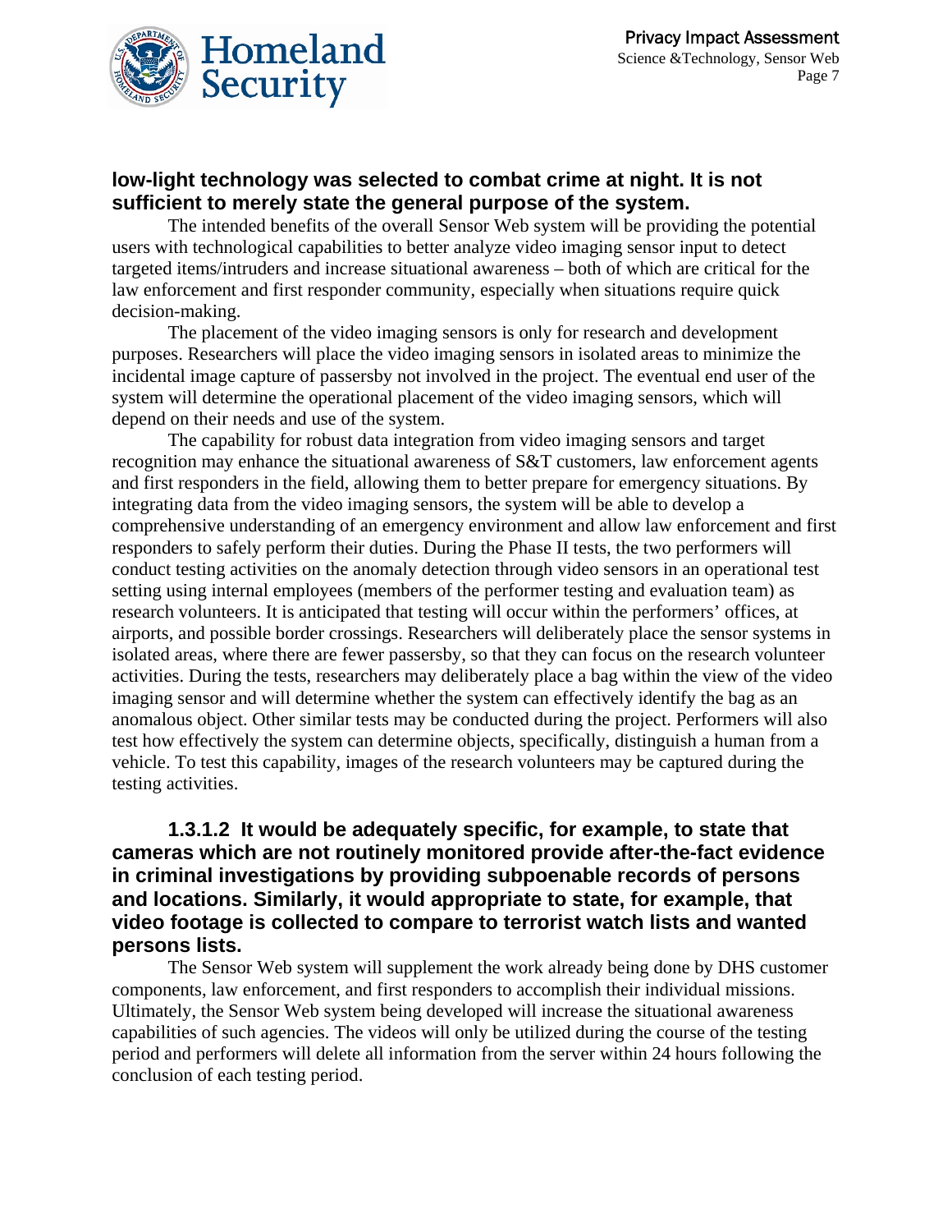**low-light technology was selected to combat crime at night. It is not sufficient to merely state the general purpose of the system.**

The intended benefits of the overall Sensor Web system will be providing the potential users with technological capabilities to better analyze video imaging sensor input to detect targeted items/intruders and increase situational awareness – both of which are critical for the law enforcement and first responder community, especially when situations require quick decision-making.

The placement of the video imaging sensors is only for research and development purposes. Researchers will place the video imaging sensors in isolated areas to minimize the incidental image capture of passersby not involved in the project. The eventual end user of the system will determine the operational placement of the video imaging sensors, which will depend on their needs and use of the system.

The capability for robust data integration from video imaging sensors and target recognition may enhance the situational awareness of S&T customers, law enforcement agents and first responders in the field, allowing them to better prepare for emergency situations. By integrating data from the video imaging sensors, the system will be able to develop a comprehensive understanding of an emergency environment and allow law enforcement and first responders to safely perform their duties. During the Phase II tests, the two performers will conduct testing activities on the anomaly detection through video sensors in an operational test setting using internal employees (members of the performer testing and evaluation team) as research volunteers. It is anticipated that testing will occur within the performers' offices, at airports, and possible border crossings. Researchers will deliberately place the sensor systems in isolated areas, where there are fewer passersby, so that they can focus on the research volunteer activities. During the tests, researchers may deliberately place a bag within the view of the video imaging sensor and will determine whether the system can effectively identify the bag as an anomalous object. Other similar tests may be conducted during the project. Performers will also test how effectively the system can determine objects, specifically, distinguish a human from a vehicle. To test this capability, images of the research volunteers may be captured during the testing activities.

#### 1.3.1.2 It would be adequately specific, for example, to state that cameras which are not routinely monitored provide after-the-fact evidence in criminal investigations by providing subpoenable records of persons and locations. Similarly, it would appropriate to state, for example, that video footage is collected to compare to terrorist watch lists and wanted persons lists.

The Sensor Web system will supplement the work already being done by DHS customer components, law enforcement, and first responders to accomplish their individual missions. Ultimately, the Sensor Web system being developed will increase the situational awareness capabilities of such agencies. The videos will only be utilized during the course of the testing period and performers will delete all information from the server within 24 hours following the conclusion of each testing period.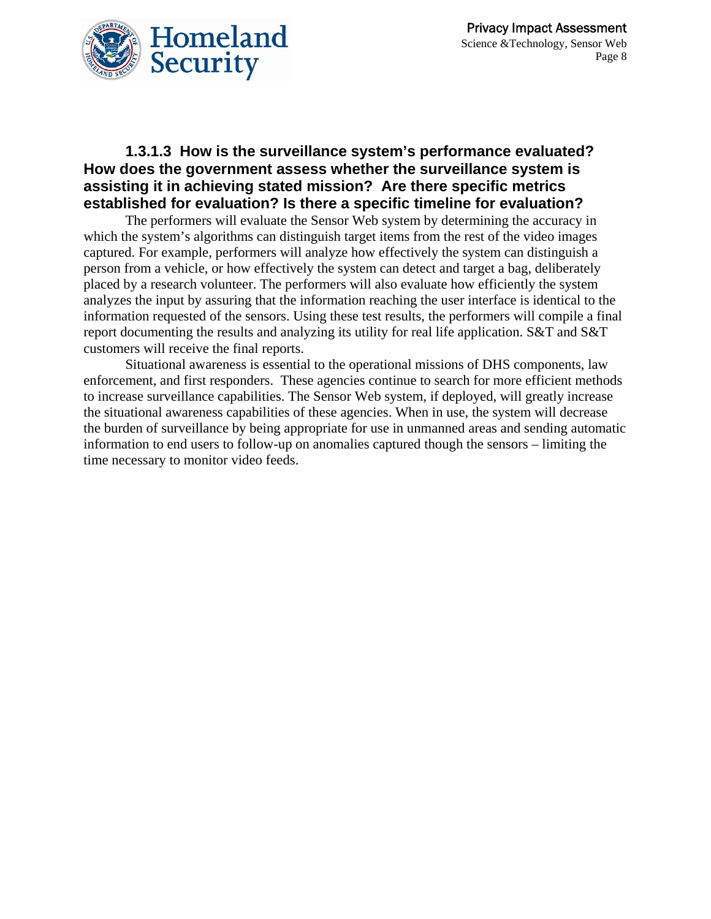#### 1.3.1.3 How is the surveillance system's performance evaluated? How does the government assess whether the surveillance system is assisting it in achieving stated mission? Are there specific metrics established for evaluation? Is there a specific timeline for evaluation?

The performers will evaluate the Sensor Web system by determining the accuracy in which the system's algorithms can distinguish target items from the rest of the video images captured. For example, performers will analyze how effectively the system can distinguish a person from a vehicle, or how effectively the system can detect and target a bag, deliberately placed by a research volunteer. The performers will also evaluate how efficiently the system analyzes the input by assuring that the information reaching the user interface is identical to the information requested of the sensors. Using these test results, the performers will compile a final report documenting the results and analyzing its utility for real life application. S&T and S&T customers will receive the final reports.

Situational awareness is essential to the operational missions of DHS components, law enforcement, and first responders. These agencies continue to search for more efficient methods to increase surveillance capabilities. The Sensor Web system, if deployed, will greatly increase the situational awareness capabilities of these agencies. When in use, the system will decrease the burden of surveillance by being appropriate for use in unmanned areas and sending automatic information to end users to follow-up on anomalies captured though the sensors – limiting the time necessary to monitor video feeds.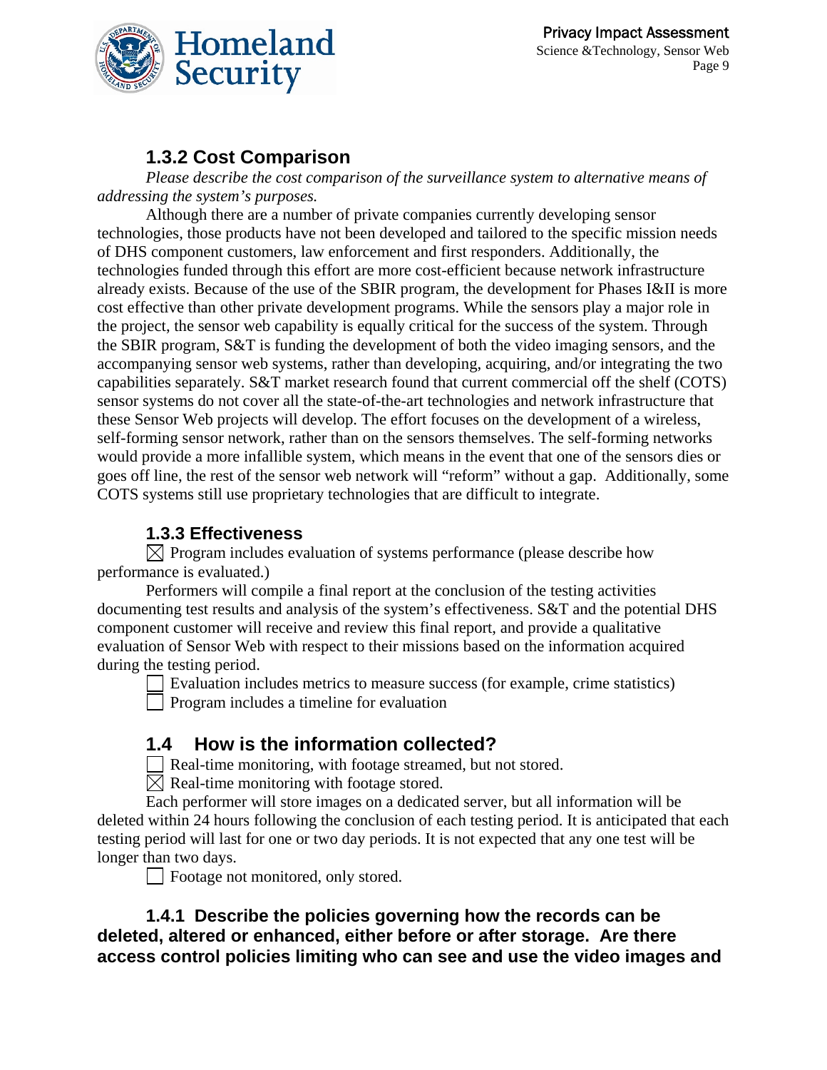### 1.3.2 Cost Comparison

*Please describe the cost comparison of the surveillance system to alternative means of addressing the system's purposes.*

Although there are a number of private companies currently developing sensor technologies, those products have not been developed and tailored to the specific mission needs of DHS component customers, law enforcement and first responders. Additionally, the technologies funded through this effort are more cost-efficient because network infrastructure already exists. Because of the use of the SBIR program, the development for Phases I&II is more cost effective than other private development programs. While the sensors play a major role in the project, the sensor web capability is equally critical for the success of the system. Through the SBIR program, S&T is funding the development of both the video imaging sensors, and the accompanying sensor web systems, rather than developing, acquiring, and/or integrating the two capabilities separately. S&T market research found that current commercial off the shelf (COTS) sensor systems do not cover all the state-of-the-art technologies and network infrastructure that these Sensor Web projects will develop. The effort focuses on the development of a wireless, self-forming sensor network, rather than on the sensors themselves. The self-forming networks would provide a more infallible system, which means in the event that one of the sensors dies or goes off line, the rest of the sensor web network will "reform" without a gap. Additionally, some COTS systems still use proprietary technologies that are difficult to integrate.

### 1.3.3 Effectiveness

☒ Program includes evaluation of systems performance (please describe how performance is evaluated.)

Performers will compile a final report at the conclusion of the testing activities documenting test results and analysis of the system's effectiveness. S&T and the potential DHS component customer will receive and review this final report, and provide a qualitative evaluation of Sensor Web with respect to their missions based on the information acquired during the testing period.

☐ Evaluation includes metrics to measure success (for example, crime statistics)

☐ Program includes a timeline for evaluation

## 1.4 How is the information collected?

☐ Real-time monitoring, with footage streamed, but not stored.

☒ Real-time monitoring with footage stored.

Each performer will store images on a dedicated server, but all information will be deleted within 24 hours following the conclusion of each testing period. It is anticipated that each testing period will last for one or two day periods. It is not expected that any one test will be longer than two days.

☐ Footage not monitored, only stored.

### 1.4.1 Describe the policies governing how the records can be deleted, altered or enhanced, either before or after storage. Are there access control policies limiting who can see and use the video images and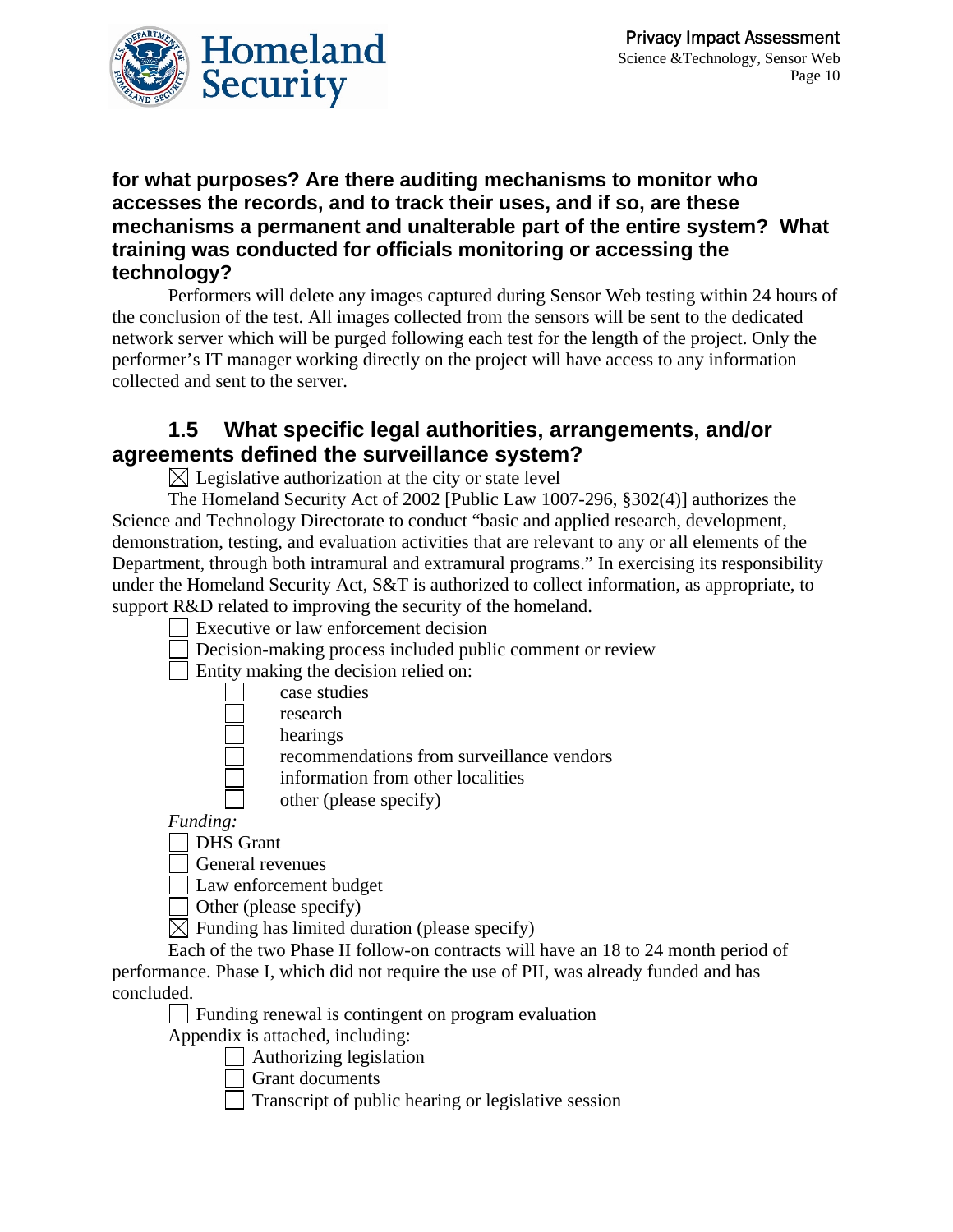**for what purposes? Are there auditing mechanisms to monitor who accesses the records, and to track their uses, and if so, are these mechanisms a permanent and unalterable part of the entire system? What training was conducted for officials monitoring or accessing the technology?**

Performers will delete any images captured during Sensor Web testing within 24 hours of the conclusion of the test. All images collected from the sensors will be sent to the dedicated network server which will be purged following each test for the length of the project. Only the performer's IT manager working directly on the project will have access to any information collected and sent to the server.

## 1.5 What specific legal authorities, arrangements, and/or agreements defined the surveillance system?

☒ Legislative authorization at the city or state level

The Homeland Security Act of 2002 [Public Law 1007-296, §302(4)] authorizes the Science and Technology Directorate to conduct "basic and applied research, development, demonstration, testing, and evaluation activities that are relevant to any or all elements of the Department, through both intramural and extramural programs." In exercising its responsibility under the Homeland Security Act, S&T is authorized to collect information, as appropriate, to support R&D related to improving the security of the homeland.

☐ Executive or law enforcement decision

☐ Decision-making process included public comment or review

☐ Entity making the decision relied on:

- ☐ case studies
- ☐ research
- ☐ hearings
- ☐ recommendations from surveillance vendors
- ☐ information from other localities
- ☐ other (please specify)

*Funding:*

☐ DHS Grant

☐ General revenues

☐ Law enforcement budget

☐ Other (please specify)

☒ Funding has limited duration (please specify)

Each of the two Phase II follow-on contracts will have an 18 to 24 month period of performance. Phase I, which did not require the use of PII, was already funded and has concluded.

☐ Funding renewal is contingent on program evaluation

Appendix is attached, including:

- ☐ Authorizing legislation
- ☐ Grant documents
- ☐ Transcript of public hearing or legislative session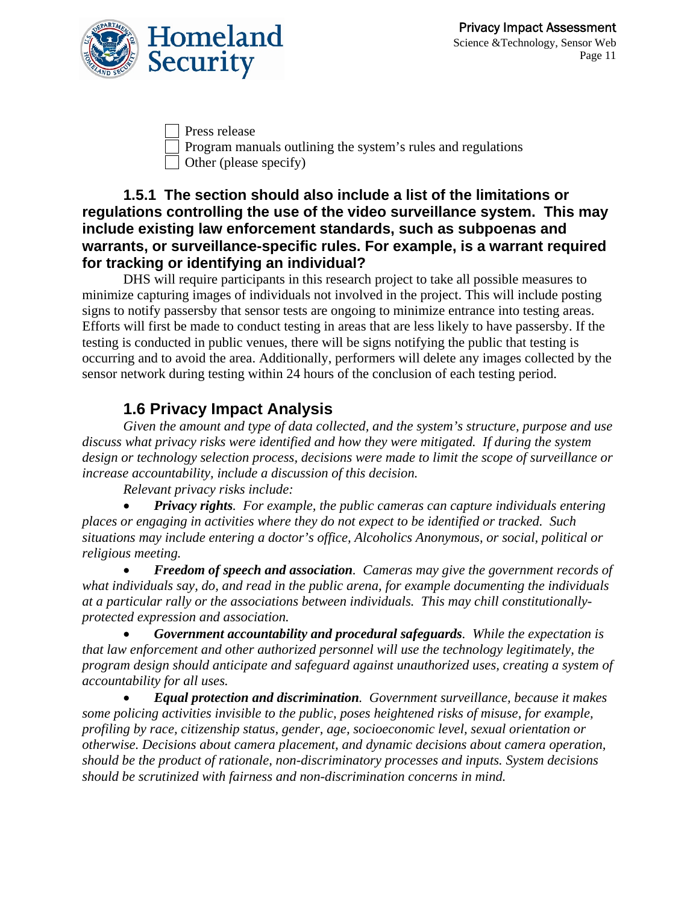- [ ] Press release
- [ ] Program manuals outlining the system's rules and regulations
- [ ] Other (please specify)

### 1.5.1 The section should also include a list of the limitations or regulations controlling the use of the video surveillance system. This may include existing law enforcement standards, such as subpoenas and warrants, or surveillance-specific rules. For example, is a warrant required for tracking or identifying an individual?

DHS will require participants in this research project to take all possible measures to minimize capturing images of individuals not involved in the project. This will include posting signs to notify passersby that sensor tests are ongoing to minimize entrance into testing areas. Efforts will first be made to conduct testing in areas that are less likely to have passersby. If the testing is conducted in public venues, there will be signs notifying the public that testing is occurring and to avoid the area. Additionally, performers will delete any images collected by the sensor network during testing within 24 hours of the conclusion of each testing period.

## 1.6 Privacy Impact Analysis

*Given the amount and type of data collected, and the system's structure, purpose and use discuss what privacy risks were identified and how they were mitigated. If during the system design or technology selection process, decisions were made to limit the scope of surveillance or increase accountability, include a discussion of this decision.*

*Relevant privacy risks include:*

- ***Privacy rights**. For example, the public cameras can capture individuals entering places or engaging in activities where they do not expect to be identified or tracked. Such situations may include entering a doctor's office, Alcoholics Anonymous, or social, political or religious meeting.*
- ***Freedom of speech and association**. Cameras may give the government records of what individuals say, do, and read in the public arena, for example documenting the individuals at a particular rally or the associations between individuals. This may chill constitutionally-protected expression and association.*
- ***Government accountability and procedural safeguards**. While the expectation is that law enforcement and other authorized personnel will use the technology legitimately, the program design should anticipate and safeguard against unauthorized uses, creating a system of accountability for all uses.*
- ***Equal protection and discrimination**. Government surveillance, because it makes some policing activities invisible to the public, poses heightened risks of misuse, for example, profiling by race, citizenship status, gender, age, socioeconomic level, sexual orientation or otherwise. Decisions about camera placement, and dynamic decisions about camera operation, should be the product of rationale, non-discriminatory processes and inputs. System decisions should be scrutinized with fairness and non-discrimination concerns in mind.*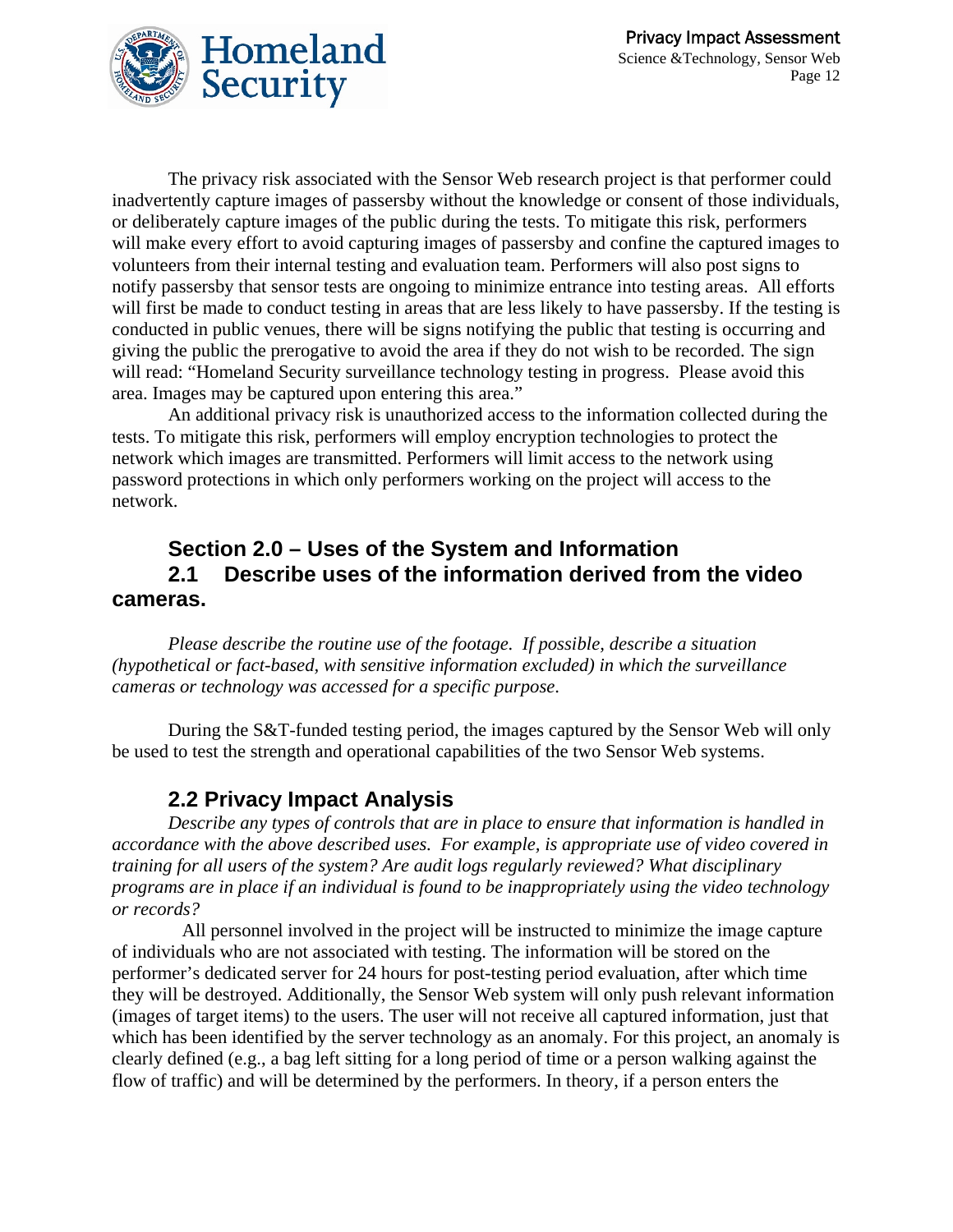The privacy risk associated with the Sensor Web research project is that performer could inadvertently capture images of passersby without the knowledge or consent of those individuals, or deliberately capture images of the public during the tests. To mitigate this risk, performers will make every effort to avoid capturing images of passersby and confine the captured images to volunteers from their internal testing and evaluation team. Performers will also post signs to notify passersby that sensor tests are ongoing to minimize entrance into testing areas. All efforts will first be made to conduct testing in areas that are less likely to have passersby. If the testing is conducted in public venues, there will be signs notifying the public that testing is occurring and giving the public the prerogative to avoid the area if they do not wish to be recorded. The sign will read: "Homeland Security surveillance technology testing in progress. Please avoid this area. Images may be captured upon entering this area."

An additional privacy risk is unauthorized access to the information collected during the tests. To mitigate this risk, performers will employ encryption technologies to protect the network which images are transmitted. Performers will limit access to the network using password protections in which only performers working on the project will access to the network.

## Section 2.0 – Uses of the System and Information

### 2.1 Describe uses of the information derived from the video cameras.

*Please describe the routine use of the footage. If possible, describe a situation (hypothetical or fact-based, with sensitive information excluded) in which the surveillance cameras or technology was accessed for a specific purpose.*

During the S&T-funded testing period, the images captured by the Sensor Web will only be used to test the strength and operational capabilities of the two Sensor Web systems.

### 2.2 Privacy Impact Analysis

*Describe any types of controls that are in place to ensure that information is handled in accordance with the above described uses. For example, is appropriate use of video covered in training for all users of the system? Are audit logs regularly reviewed? What disciplinary programs are in place if an individual is found to be inappropriately using the video technology or records?*

All personnel involved in the project will be instructed to minimize the image capture of individuals who are not associated with testing. The information will be stored on the performer's dedicated server for 24 hours for post-testing period evaluation, after which time they will be destroyed. Additionally, the Sensor Web system will only push relevant information (images of target items) to the users. The user will not receive all captured information, just that which has been identified by the server technology as an anomaly. For this project, an anomaly is clearly defined (e.g., a bag left sitting for a long period of time or a person walking against the flow of traffic) and will be determined by the performers. In theory, if a person enters the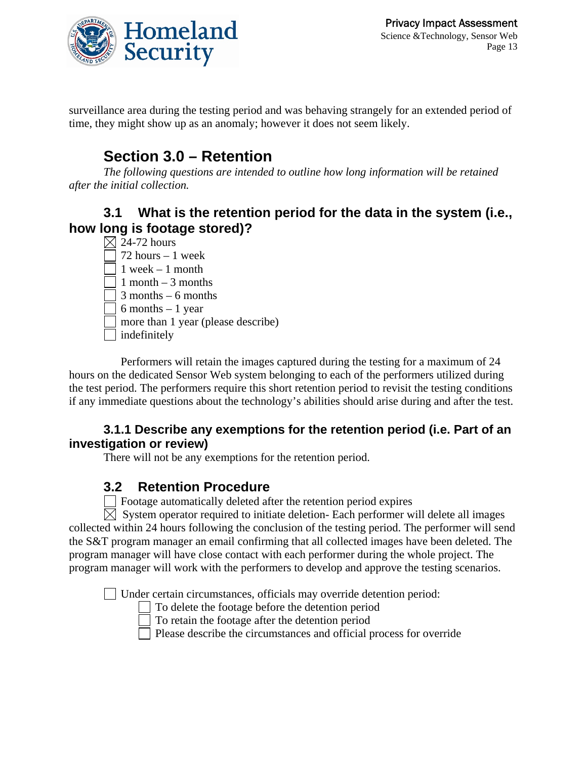surveillance area during the testing period and was behaving strangely for an extended period of time, they might show up as an anomaly; however it does not seem likely.

## Section 3.0 – Retention

*The following questions are intended to outline how long information will be retained after the initial collection.*

### 3.1 What is the retention period for the data in the system (i.e., how long is footage stored)?

- [x] 24-72 hours
- [ ] 72 hours – 1 week
- [ ] 1 week – 1 month
- [ ] 1 month – 3 months
- [ ] 3 months – 6 months
- [ ] 6 months – 1 year
- [ ] more than 1 year (please describe)
- [ ] indefinitely

Performers will retain the images captured during the testing for a maximum of 24 hours on the dedicated Sensor Web system belonging to each of the performers utilized during the test period. The performers require this short retention period to revisit the testing conditions if any immediate questions about the technology's abilities should arise during and after the test.

#### 3.1.1 Describe any exemptions for the retention period (i.e. Part of an investigation or review)

There will not be any exemptions for the retention period.

### 3.2 Retention Procedure

- [ ] Footage automatically deleted after the retention period expires
- [x] System operator required to initiate deletion- Each performer will delete all images collected within 24 hours following the conclusion of the testing period. The performer will send the S&T program manager an email confirming that all collected images have been deleted. The program manager will have close contact with each performer during the whole project. The program manager will work with the performers to develop and approve the testing scenarios.

- [ ] Under certain circumstances, officials may override detention period:
  - [ ] To delete the footage before the detention period
  - [ ] To retain the footage after the detention period
  - [ ] Please describe the circumstances and official process for override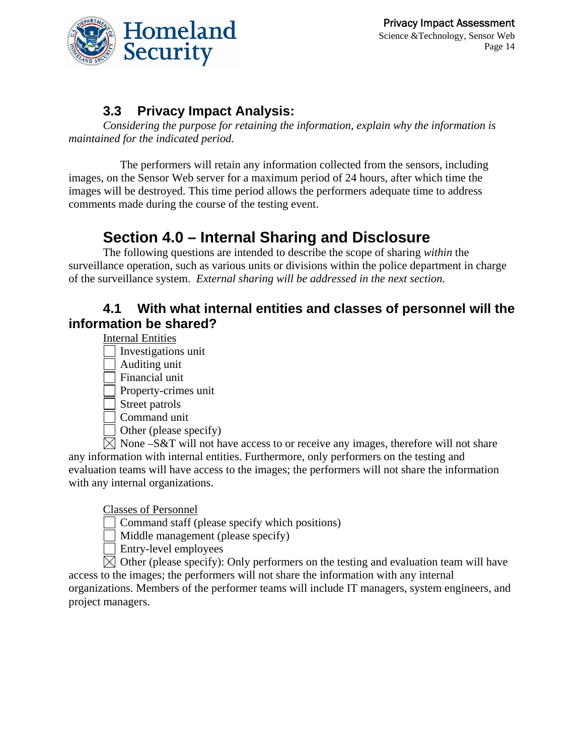### 3.3 Privacy Impact Analysis:

*Considering the purpose for retaining the information, explain why the information is maintained for the indicated period.*

The performers will retain any information collected from the sensors, including images, on the Sensor Web server for a maximum period of 24 hours, after which time the images will be destroyed. This time period allows the performers adequate time to address comments made during the course of the testing event.

## Section 4.0 – Internal Sharing and Disclosure

The following questions are intended to describe the scope of sharing *within* the surveillance operation, such as various units or divisions within the police department in charge of the surveillance system. *External sharing will be addressed in the next section.*

### 4.1 With what internal entities and classes of personnel will the information be shared?

Internal Entities

- ☐ Investigations unit
- ☐ Auditing unit
- ☐ Financial unit
- ☐ Property-crimes unit
- ☐ Street patrols
- ☐ Command unit
- ☐ Other (please specify)
- ☒ None –S&T will not have access to or receive any images, therefore will not share any information with internal entities. Furthermore, only performers on the testing and evaluation teams will have access to the images; the performers will not share the information with any internal organizations.

Classes of Personnel

- ☐ Command staff (please specify which positions)
- ☐ Middle management (please specify)
- ☐ Entry-level employees
- ☒ Other (please specify): Only performers on the testing and evaluation team will have access to the images; the performers will not share the information with any internal organizations. Members of the performer teams will include IT managers, system engineers, and project managers.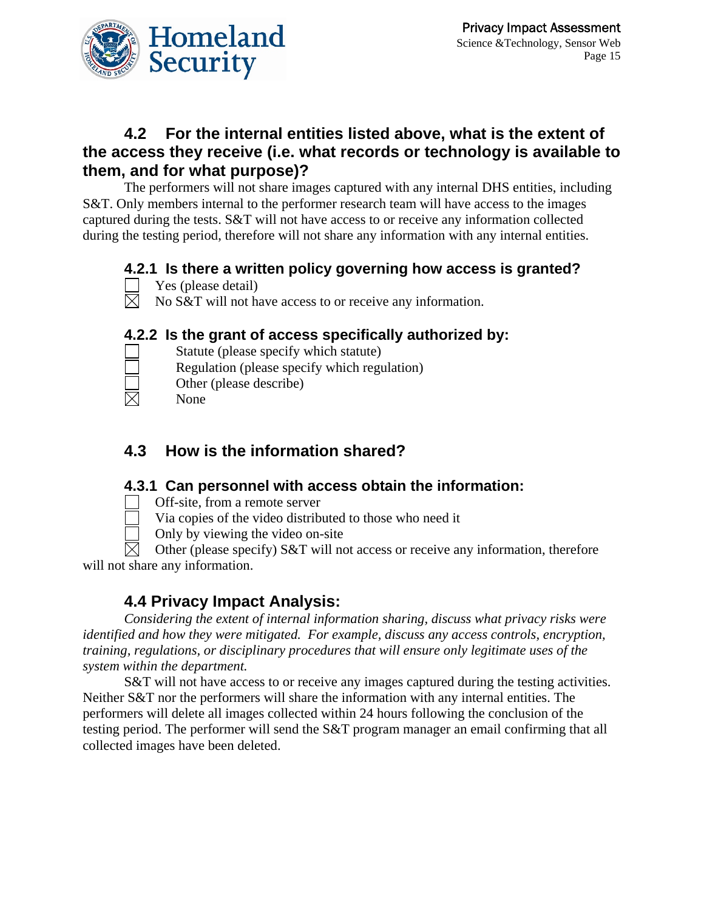### 4.2 For the internal entities listed above, what is the extent of the access they receive (i.e. what records or technology is available to them, and for what purpose)?

The performers will not share images captured with any internal DHS entities, including S&T. Only members internal to the performer research team will have access to the images captured during the tests. S&T will not have access to or receive any information collected during the testing period, therefore will not share any information with any internal entities.

#### 4.2.1 Is there a written policy governing how access is granted?

- ☐ Yes (please detail)
- ☒ No S&T will not have access to or receive any information.

#### 4.2.2 Is the grant of access specifically authorized by:

- ☐ Statute (please specify which statute)
- ☐ Regulation (please specify which regulation)
- ☐ Other (please describe)
- ☒ None

### 4.3 How is the information shared?

#### 4.3.1 Can personnel with access obtain the information:

- ☐ Off-site, from a remote server
- ☐ Via copies of the video distributed to those who need it
- ☐ Only by viewing the video on-site
- ☒ Other (please specify) S&T will not access or receive any information, therefore will not share any information.

### 4.4 Privacy Impact Analysis:

*Considering the extent of internal information sharing, discuss what privacy risks were identified and how they were mitigated. For example, discuss any access controls, encryption, training, regulations, or disciplinary procedures that will ensure only legitimate uses of the system within the department.*

S&T will not have access to or receive any images captured during the testing activities. Neither S&T nor the performers will share the information with any internal entities. The performers will delete all images collected within 24 hours following the conclusion of the testing period. The performer will send the S&T program manager an email confirming that all collected images have been deleted.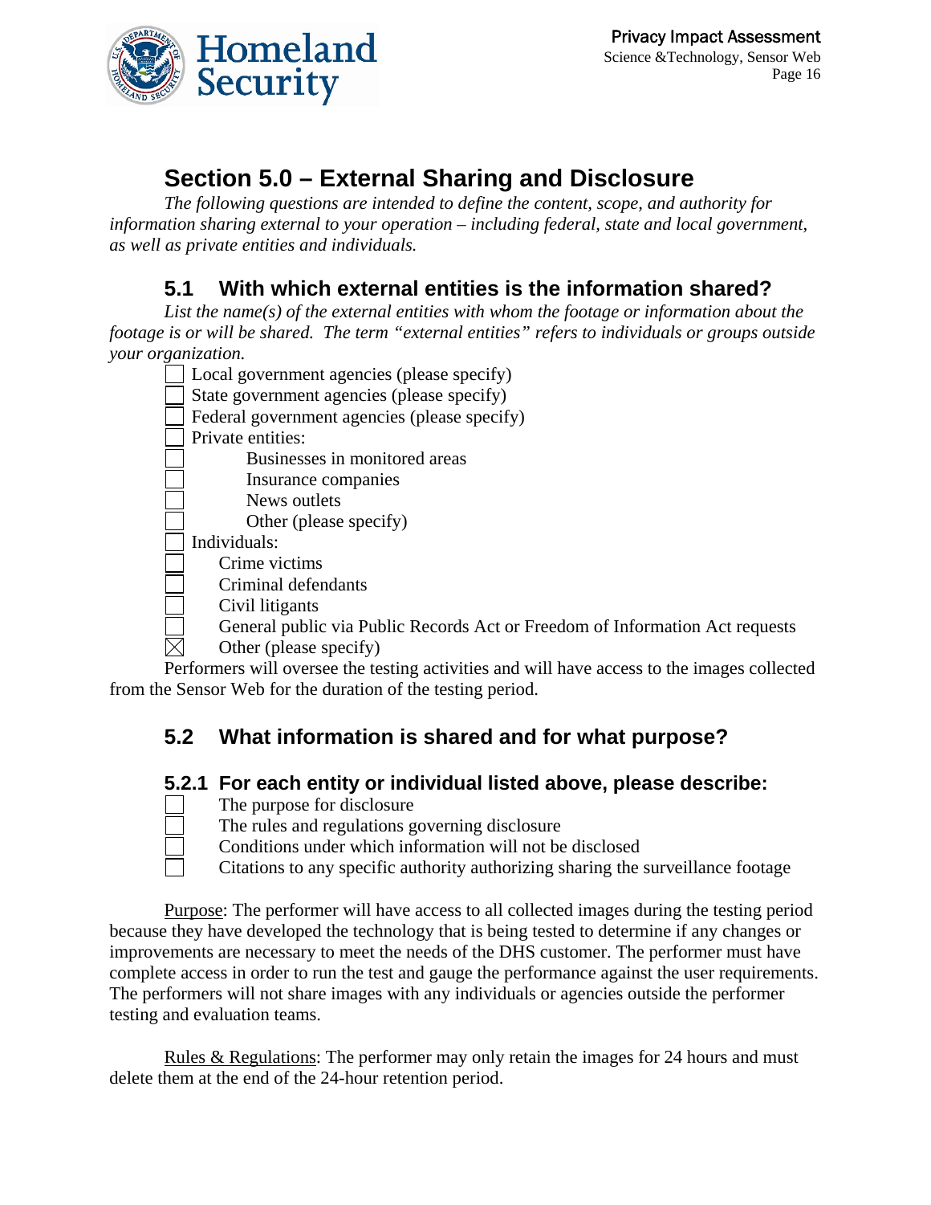## Section 5.0 – External Sharing and Disclosure

*The following questions are intended to define the content, scope, and authority for information sharing external to your operation – including federal, state and local government, as well as private entities and individuals.*

### 5.1 With which external entities is the information shared?

*List the name(s) of the external entities with whom the footage or information about the footage is or will be shared. The term "external entities" refers to individuals or groups outside your organization.*

- ☐ Local government agencies (please specify)
- ☐ State government agencies (please specify)
- ☐ Federal government agencies (please specify)
- ☐ Private entities:
  - ☐ Businesses in monitored areas
  - ☐ Insurance companies
  - ☐ News outlets
  - ☐ Other (please specify)
- ☐ Individuals:
  - ☐ Crime victims
  - ☐ Criminal defendants
  - ☐ Civil litigants
  - ☐ General public via Public Records Act or Freedom of Information Act requests
  - ☒ Other (please specify)

Performers will oversee the testing activities and will have access to the images collected from the Sensor Web for the duration of the testing period.

### 5.2 What information is shared and for what purpose?

#### 5.2.1 For each entity or individual listed above, please describe:

- ☐ The purpose for disclosure
- ☐ The rules and regulations governing disclosure
- ☐ Conditions under which information will not be disclosed
- ☐ Citations to any specific authority authorizing sharing the surveillance footage

Purpose: The performer will have access to all collected images during the testing period because they have developed the technology that is being tested to determine if any changes or improvements are necessary to meet the needs of the DHS customer. The performer must have complete access in order to run the test and gauge the performance against the user requirements. The performers will not share images with any individuals or agencies outside the performer testing and evaluation teams.

Rules & Regulations: The performer may only retain the images for 24 hours and must delete them at the end of the 24-hour retention period.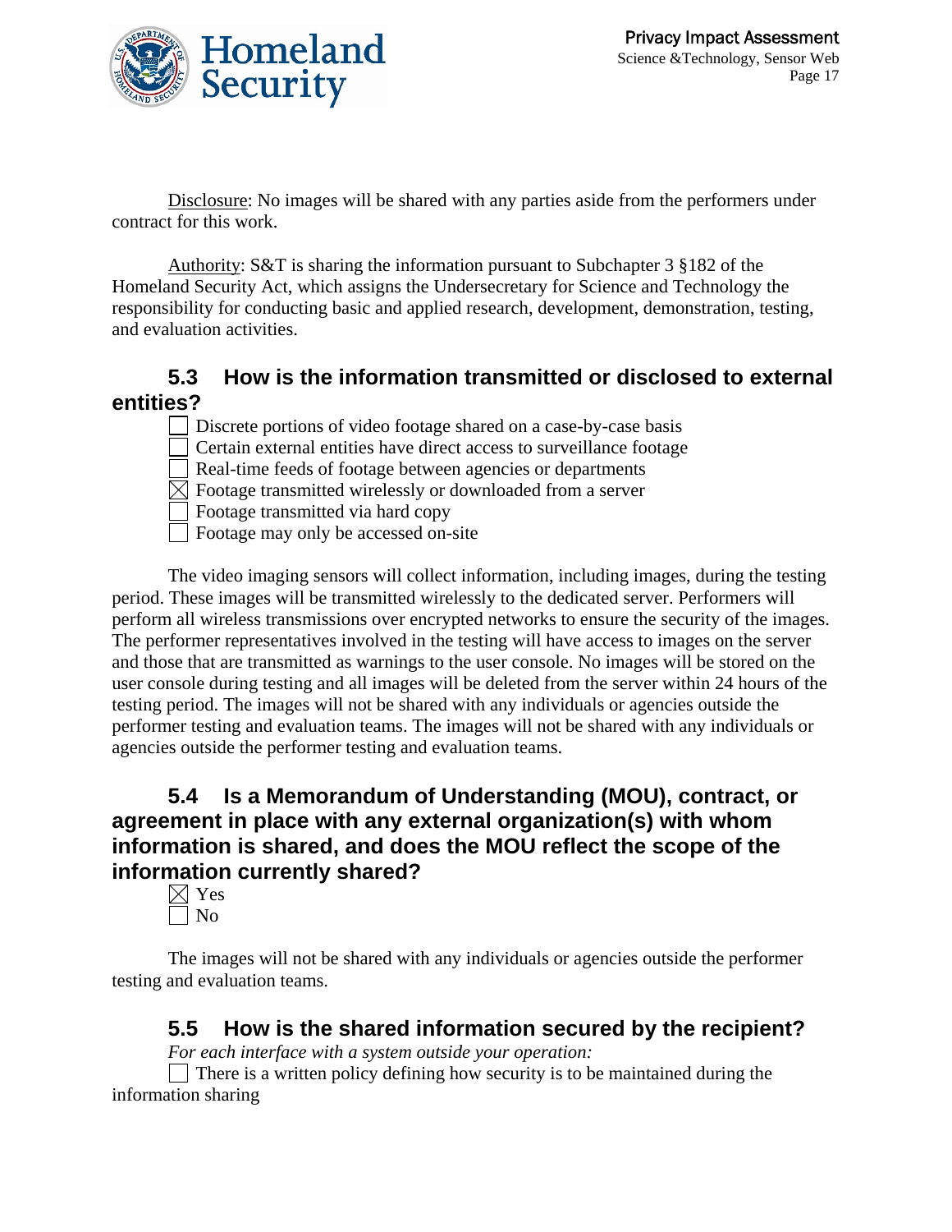Disclosure: No images will be shared with any parties aside from the performers under contract for this work.

Authority: S&T is sharing the information pursuant to Subchapter 3 §182 of the Homeland Security Act, which assigns the Undersecretary for Science and Technology the responsibility for conducting basic and applied research, development, demonstration, testing, and evaluation activities.

## 5.3 How is the information transmitted or disclosed to external entities?

- [ ] Discrete portions of video footage shared on a case-by-case basis
- [ ] Certain external entities have direct access to surveillance footage
- [ ] Real-time feeds of footage between agencies or departments
- [x] Footage transmitted wirelessly or downloaded from a server
- [ ] Footage transmitted via hard copy
- [ ] Footage may only be accessed on-site

The video imaging sensors will collect information, including images, during the testing period. These images will be transmitted wirelessly to the dedicated server. Performers will perform all wireless transmissions over encrypted networks to ensure the security of the images. The performer representatives involved in the testing will have access to images on the server and those that are transmitted as warnings to the user console. No images will be stored on the user console during testing and all images will be deleted from the server within 24 hours of the testing period. The images will not be shared with any individuals or agencies outside the performer testing and evaluation teams. The images will not be shared with any individuals or agencies outside the performer testing and evaluation teams.

## 5.4 Is a Memorandum of Understanding (MOU), contract, or agreement in place with any external organization(s) with whom information is shared, and does the MOU reflect the scope of the information currently shared?

- [x] Yes
- [ ] No

The images will not be shared with any individuals or agencies outside the performer testing and evaluation teams.

## 5.5 How is the shared information secured by the recipient?

*For each interface with a system outside your operation:*

- [ ] There is a written policy defining how security is to be maintained during the information sharing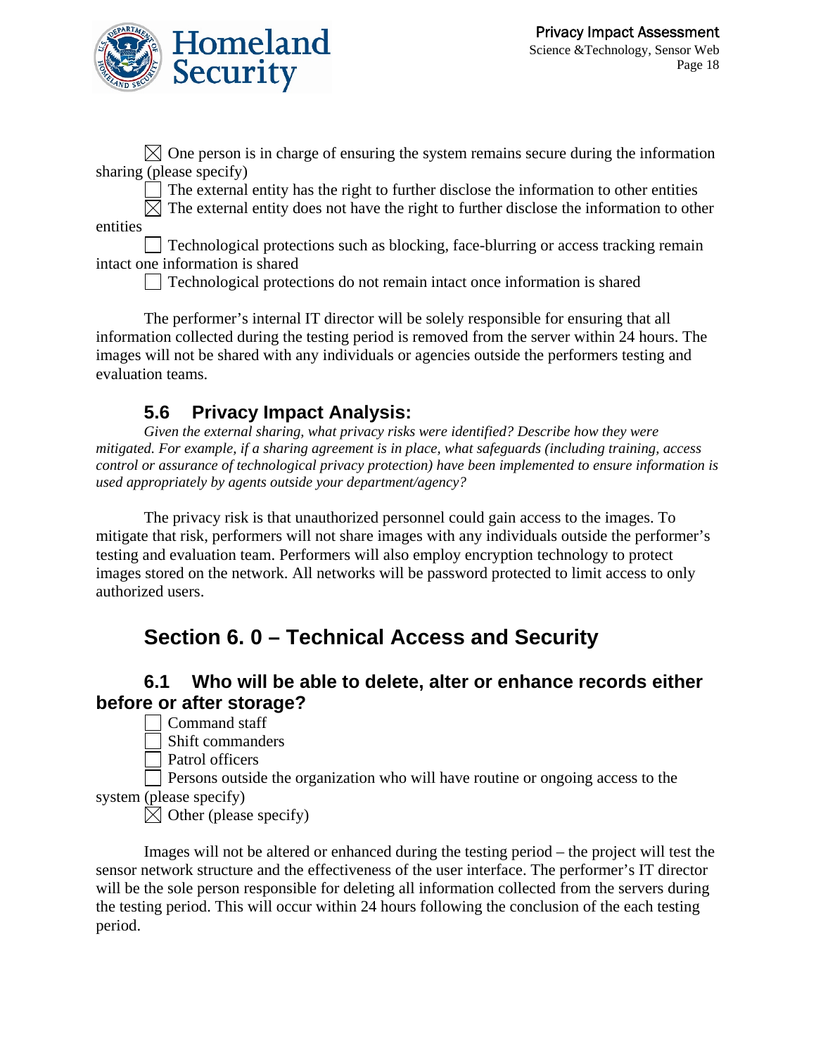☒ One person is in charge of ensuring the system remains secure during the information sharing (please specify)

☐ The external entity has the right to further disclose the information to other entities

☒ The external entity does not have the right to further disclose the information to other entities

☐ Technological protections such as blocking, face-blurring or access tracking remain intact one information is shared

☐ Technological protections do not remain intact once information is shared

The performer's internal IT director will be solely responsible for ensuring that all information collected during the testing period is removed from the server within 24 hours. The images will not be shared with any individuals or agencies outside the performers testing and evaluation teams.

### 5.6 Privacy Impact Analysis:

*Given the external sharing, what privacy risks were identified? Describe how they were mitigated. For example, if a sharing agreement is in place, what safeguards (including training, access control or assurance of technological privacy protection) have been implemented to ensure information is used appropriately by agents outside your department/agency?*

The privacy risk is that unauthorized personnel could gain access to the images. To mitigate that risk, performers will not share images with any individuals outside the performer's testing and evaluation team. Performers will also employ encryption technology to protect images stored on the network. All networks will be password protected to limit access to only authorized users.

## Section 6. 0 – Technical Access and Security

### 6.1 Who will be able to delete, alter or enhance records either before or after storage?

☐ Command staff

☐ Shift commanders

☐ Patrol officers

☐ Persons outside the organization who will have routine or ongoing access to the system (please specify)

☒ Other (please specify)

Images will not be altered or enhanced during the testing period – the project will test the sensor network structure and the effectiveness of the user interface. The performer's IT director will be the sole person responsible for deleting all information collected from the servers during the testing period. This will occur within 24 hours following the conclusion of the each testing period.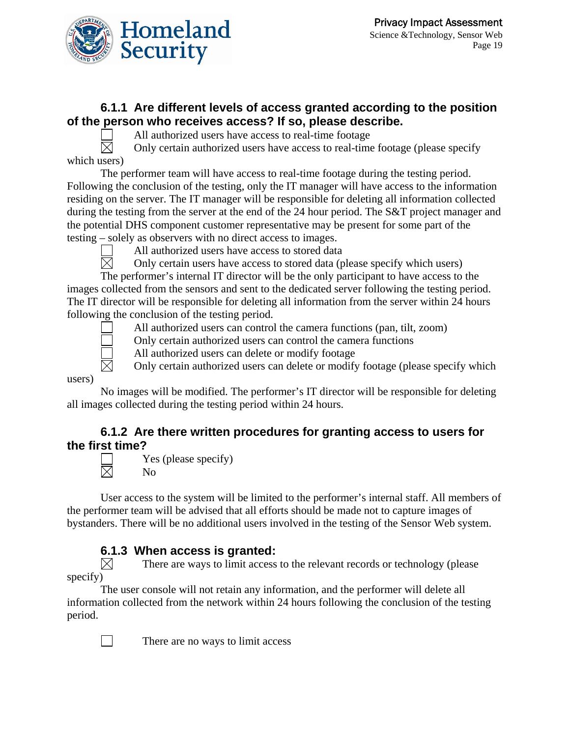### 6.1.1 Are different levels of access granted according to the position of the person who receives access? If so, please describe.

☐ All authorized users have access to real-time footage

☒ Only certain authorized users have access to real-time footage (please specify which users)

The performer team will have access to real-time footage during the testing period. Following the conclusion of the testing, only the IT manager will have access to the information residing on the server. The IT manager will be responsible for deleting all information collected during the testing from the server at the end of the 24 hour period. The S&T project manager and the potential DHS component customer representative may be present for some part of the testing – solely as observers with no direct access to images.

☐ All authorized users have access to stored data

☒ Only certain users have access to stored data (please specify which users)

The performer's internal IT director will be the only participant to have access to the images collected from the sensors and sent to the dedicated server following the testing period. The IT director will be responsible for deleting all information from the server within 24 hours following the conclusion of the testing period.

☐ All authorized users can control the camera functions (pan, tilt, zoom)

☐ Only certain authorized users can control the camera functions

☐ All authorized users can delete or modify footage

☒ Only certain authorized users can delete or modify footage (please specify which users)

No images will be modified. The performer's IT director will be responsible for deleting all images collected during the testing period within 24 hours.

### 6.1.2 Are there written procedures for granting access to users for the first time?

☐ Yes (please specify)

☒ No

User access to the system will be limited to the performer's internal staff. All members of the performer team will be advised that all efforts should be made not to capture images of bystanders. There will be no additional users involved in the testing of the Sensor Web system.

### 6.1.3 When access is granted:

☒ There are ways to limit access to the relevant records or technology (please specify)

The user console will not retain any information, and the performer will delete all information collected from the network within 24 hours following the conclusion of the testing period.

☐ There are no ways to limit access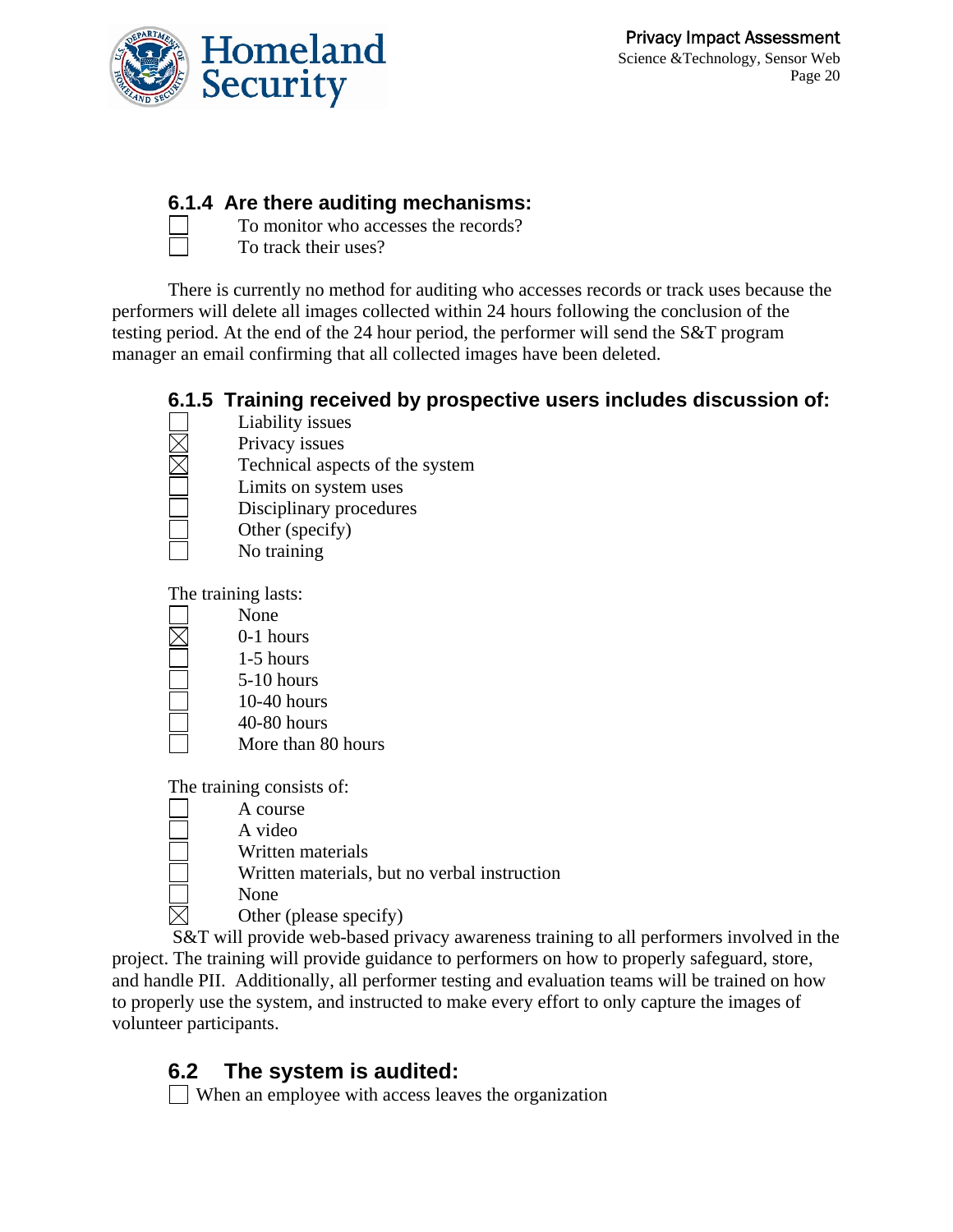### 6.1.4 Are there auditing mechanisms:

- ☐ To monitor who accesses the records?
- ☐ To track their uses?

There is currently no method for auditing who accesses records or track uses because the performers will delete all images collected within 24 hours following the conclusion of the testing period. At the end of the 24 hour period, the performer will send the S&T program manager an email confirming that all collected images have been deleted.

### 6.1.5 Training received by prospective users includes discussion of:

- ☐ Liability issues
- ☒ Privacy issues
- ☒ Technical aspects of the system
- ☐ Limits on system uses
- ☐ Disciplinary procedures
- ☐ Other (specify)
- ☐ No training

The training lasts:

- ☐ None
- ☒ 0-1 hours
- ☐ 1-5 hours
- ☐ 5-10 hours
- ☐ 10-40 hours
- ☐ 40-80 hours
- ☐ More than 80 hours

The training consists of:

- ☐ A course
- ☐ A video
- ☐ Written materials
- ☐ Written materials, but no verbal instruction
- ☐ None
- ☒ Other (please specify)

S&T will provide web-based privacy awareness training to all performers involved in the project. The training will provide guidance to performers on how to properly safeguard, store, and handle PII. Additionally, all performer testing and evaluation teams will be trained on how to properly use the system, and instructed to make every effort to only capture the images of volunteer participants.

## 6.2 The system is audited:

- ☐ When an employee with access leaves the organization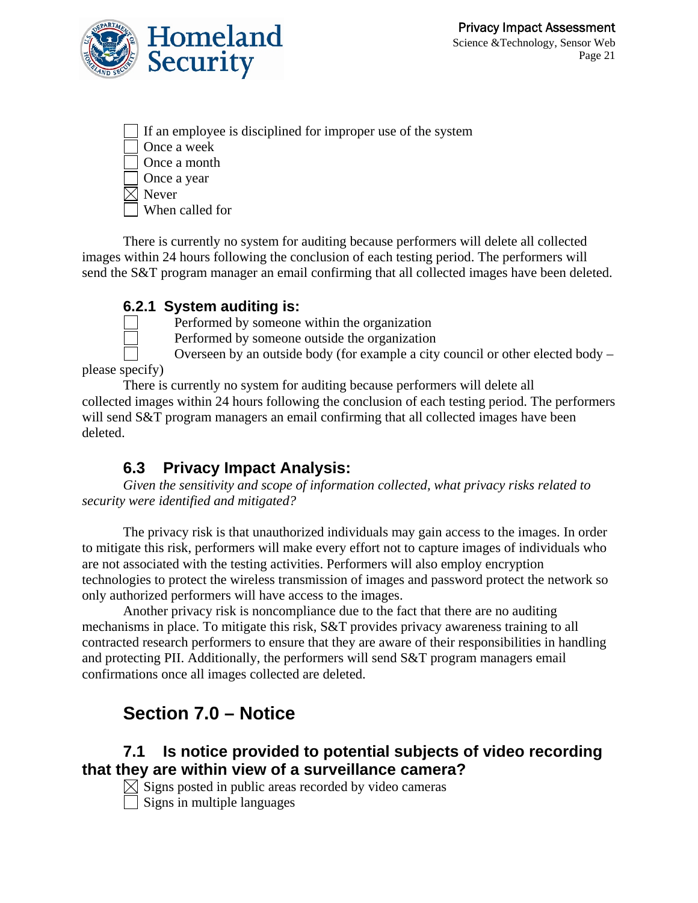- [ ] If an employee is disciplined for improper use of the system
- [ ] Once a week
- [ ] Once a month
- [ ] Once a year
- [x] Never
- [ ] When called for

There is currently no system for auditing because performers will delete all collected images within 24 hours following the conclusion of each testing period. The performers will send the S&T program manager an email confirming that all collected images have been deleted.

### 6.2.1 System auditing is:

- [ ] Performed by someone within the organization
- [ ] Performed by someone outside the organization
- [ ] Overseen by an outside body (for example a city council or other elected body – please specify)

There is currently no system for auditing because performers will delete all collected images within 24 hours following the conclusion of each testing period. The performers will send S&T program managers an email confirming that all collected images have been deleted.

## 6.3 Privacy Impact Analysis:

*Given the sensitivity and scope of information collected, what privacy risks related to security were identified and mitigated?*

The privacy risk is that unauthorized individuals may gain access to the images. In order to mitigate this risk, performers will make every effort not to capture images of individuals who are not associated with the testing activities. Performers will also employ encryption technologies to protect the wireless transmission of images and password protect the network so only authorized performers will have access to the images.

Another privacy risk is noncompliance due to the fact that there are no auditing mechanisms in place. To mitigate this risk, S&T provides privacy awareness training to all contracted research performers to ensure that they are aware of their responsibilities in handling and protecting PII. Additionally, the performers will send S&T program managers email confirmations once all images collected are deleted.

# Section 7.0 – Notice

## 7.1 Is notice provided to potential subjects of video recording that they are within view of a surveillance camera?

- [x] Signs posted in public areas recorded by video cameras
- [ ] Signs in multiple languages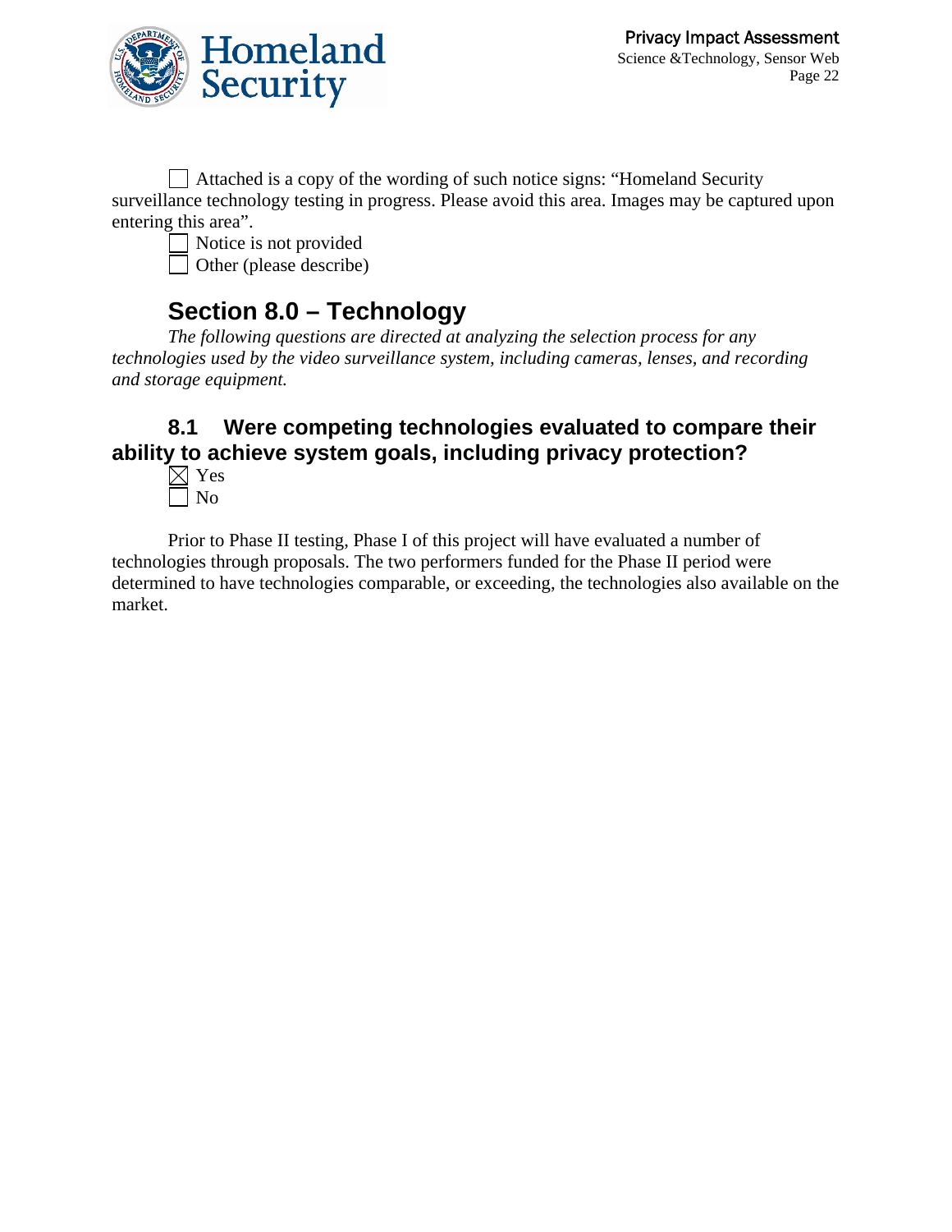☐ Attached is a copy of the wording of such notice signs: "Homeland Security surveillance technology testing in progress. Please avoid this area. Images may be captured upon entering this area".

☐ Notice is not provided

☐ Other (please describe)

## Section 8.0 – Technology

*The following questions are directed at analyzing the selection process for any technologies used by the video surveillance system, including cameras, lenses, and recording and storage equipment.*

### 8.1 Were competing technologies evaluated to compare their ability to achieve system goals, including privacy protection?

☒ Yes

☐ No

Prior to Phase II testing, Phase I of this project will have evaluated a number of technologies through proposals. The two performers funded for the Phase II period were determined to have technologies comparable, or exceeding, the technologies also available on the market.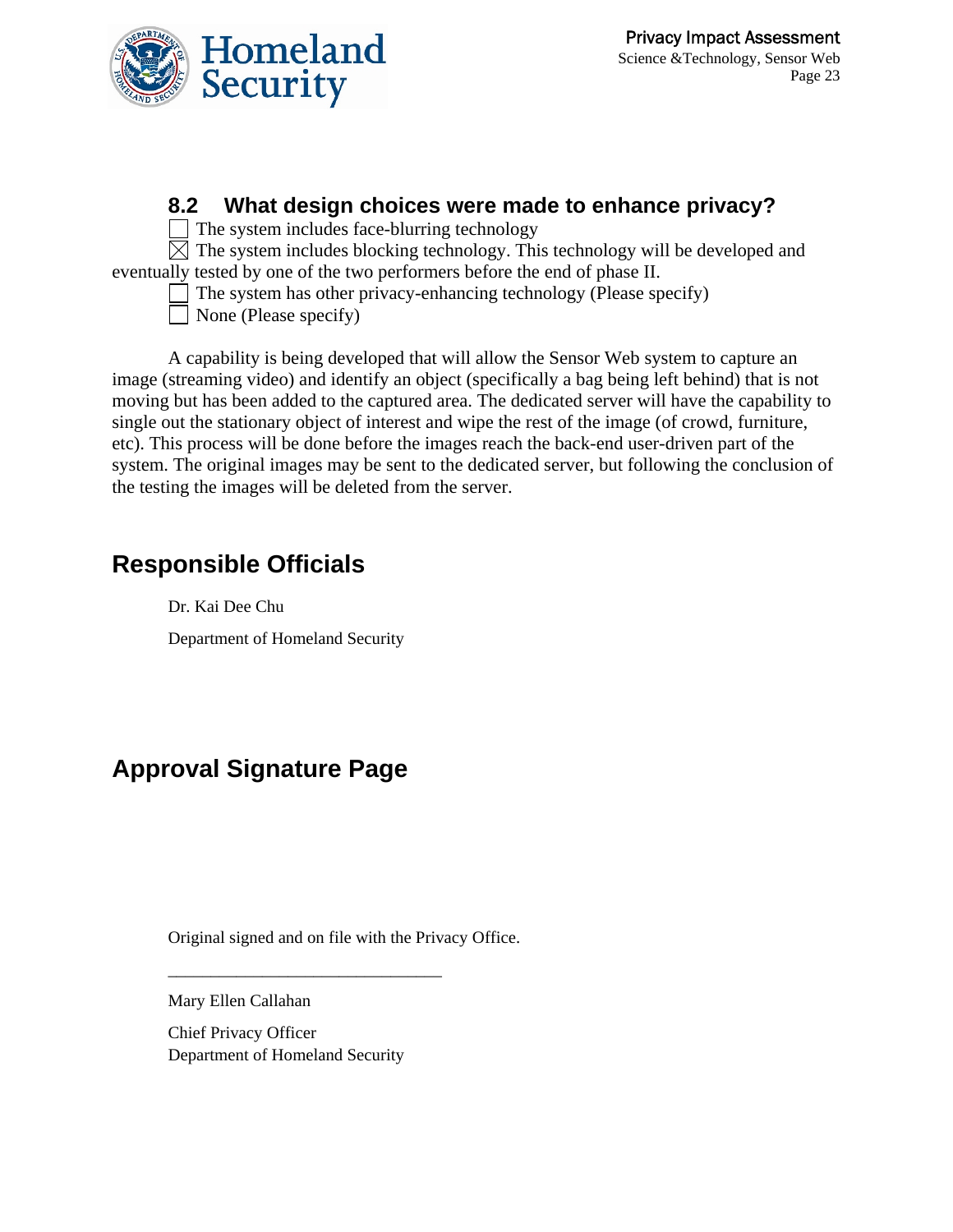### 8.2 What design choices were made to enhance privacy?

☐ The system includes face-blurring technology

☒ The system includes blocking technology. This technology will be developed and eventually tested by one of the two performers before the end of phase II.

☐ The system has other privacy-enhancing technology (Please specify)

☐ None (Please specify)

A capability is being developed that will allow the Sensor Web system to capture an image (streaming video) and identify an object (specifically a bag being left behind) that is not moving but has been added to the captured area. The dedicated server will have the capability to single out the stationary object of interest and wipe the rest of the image (of crowd, furniture, etc). This process will be done before the images reach the back-end user-driven part of the system. The original images may be sent to the dedicated server, but following the conclusion of the testing the images will be deleted from the server.

## Responsible Officials

Dr. Kai Dee Chu

Department of Homeland Security

## Approval Signature Page

Original signed and on file with the Privacy Office.

________________________________

Mary Ellen Callahan

Chief Privacy Officer
Department of Homeland Security